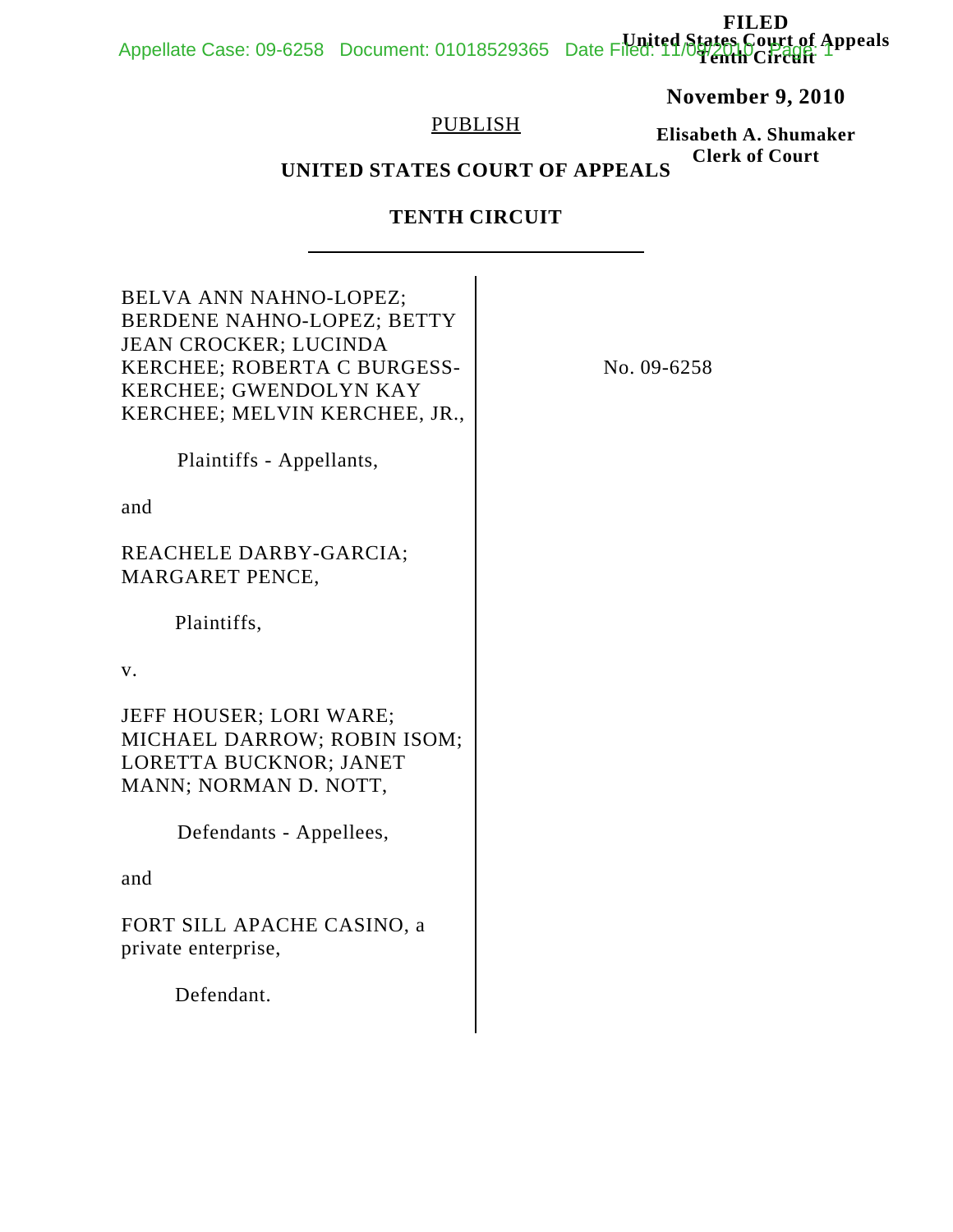FILED
United States Court of Appeals
Tenth Circuit

**November 9, 2010**

**Elisabeth A. Shumaker**
**Clerk of Court**

PUBLISH

**UNITED STATES COURT OF APPEALS**

**TENTH CIRCUIT**

---

BELVA ANN NAHNO-LOPEZ; BERDENE NAHNO-LOPEZ; BETTY JEAN CROCKER; LUCINDA KERCHEE; ROBERTA C BURGESS-KERCHEE; GWENDOLYN KAY KERCHEE; MELVIN KERCHEE, JR.,

Plaintiffs - Appellants,

and

REACHELE DARBY-GARCIA; MARGARET PENCE,

Plaintiffs,

v.

JEFF HOUSER; LORI WARE; MICHAEL DARROW; ROBIN ISOM; LORETTA BUCKNOR; JANET MANN; NORMAN D. NOTT,

Defendants - Appellees,

and

FORT SILL APACHE CASINO, a private enterprise,

Defendant.

No. 09-6258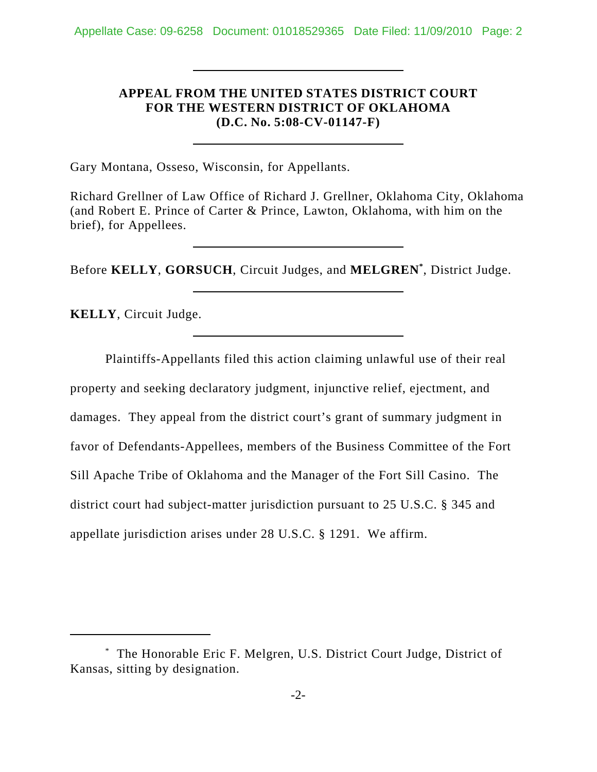**APPEAL FROM THE UNITED STATES DISTRICT COURT FOR THE WESTERN DISTRICT OF OKLAHOMA (D.C. No. 5:08-CV-01147-F)**

Gary Montana, Osseso, Wisconsin, for Appellants.

Richard Grellner of Law Office of Richard J. Grellner, Oklahoma City, Oklahoma (and Robert E. Prince of Carter & Prince, Lawton, Oklahoma, with him on the brief), for Appellees.

Before **KELLY**, **GORSUCH**, Circuit Judges, and **MELGREN***, District Judge.

**KELLY**, Circuit Judge.

Plaintiffs-Appellants filed this action claiming unlawful use of their real property and seeking declaratory judgment, injunctive relief, ejectment, and damages. They appeal from the district court's grant of summary judgment in favor of Defendants-Appellees, members of the Business Committee of the Fort Sill Apache Tribe of Oklahoma and the Manager of the Fort Sill Casino. The district court had subject-matter jurisdiction pursuant to 25 U.S.C. § 345 and appellate jurisdiction arises under 28 U.S.C. § 1291. We affirm.

---

* The Honorable Eric F. Melgren, U.S. District Court Judge, District of Kansas, sitting by designation.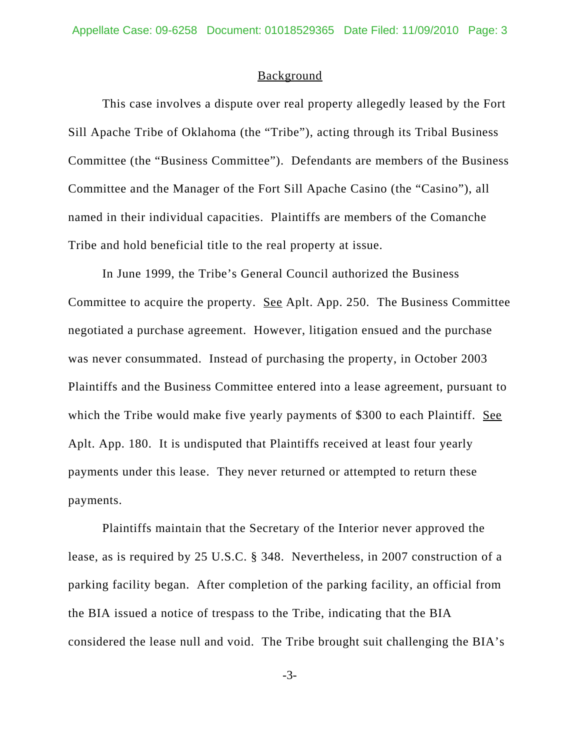## Background

This case involves a dispute over real property allegedly leased by the Fort Sill Apache Tribe of Oklahoma (the "Tribe"), acting through its Tribal Business Committee (the "Business Committee"). Defendants are members of the Business Committee and the Manager of the Fort Sill Apache Casino (the "Casino"), all named in their individual capacities. Plaintiffs are members of the Comanche Tribe and hold beneficial title to the real property at issue.

In June 1999, the Tribe's General Council authorized the Business Committee to acquire the property. See Aplt. App. 250. The Business Committee negotiated a purchase agreement. However, litigation ensued and the purchase was never consummated. Instead of purchasing the property, in October 2003 Plaintiffs and the Business Committee entered into a lease agreement, pursuant to which the Tribe would make five yearly payments of $300 to each Plaintiff. See Aplt. App. 180. It is undisputed that Plaintiffs received at least four yearly payments under this lease. They never returned or attempted to return these payments.

Plaintiffs maintain that the Secretary of the Interior never approved the lease, as is required by 25 U.S.C. § 348. Nevertheless, in 2007 construction of a parking facility began. After completion of the parking facility, an official from the BIA issued a notice of trespass to the Tribe, indicating that the BIA considered the lease null and void. The Tribe brought suit challenging the BIA's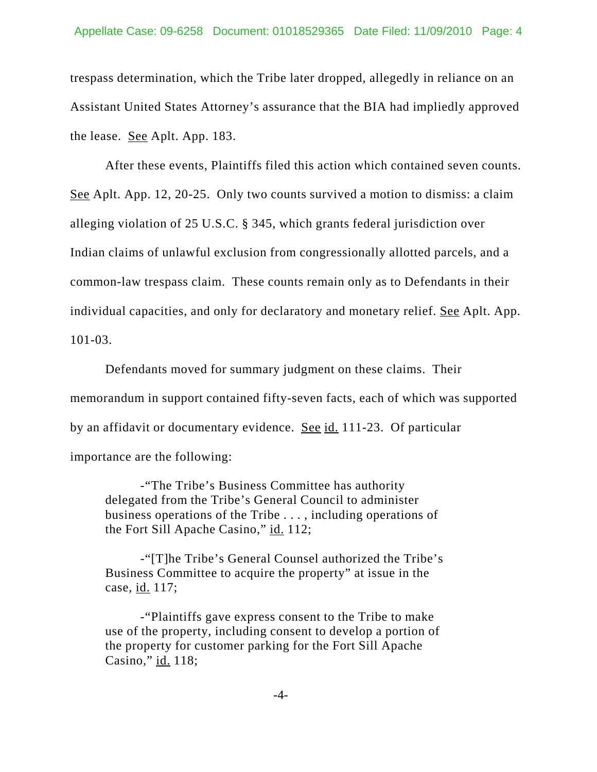trespass determination, which the Tribe later dropped, allegedly in reliance on an Assistant United States Attorney's assurance that the BIA had impliedly approved the lease. See Aplt. App. 183.

After these events, Plaintiffs filed this action which contained seven counts. See Aplt. App. 12, 20-25. Only two counts survived a motion to dismiss: a claim alleging violation of 25 U.S.C. § 345, which grants federal jurisdiction over Indian claims of unlawful exclusion from congressionally allotted parcels, and a common-law trespass claim. These counts remain only as to Defendants in their individual capacities, and only for declaratory and monetary relief. See Aplt. App. 101-03.

Defendants moved for summary judgment on these claims. Their memorandum in support contained fifty-seven facts, each of which was supported by an affidavit or documentary evidence. See id. 111-23. Of particular importance are the following:

> -"The Tribe's Business Committee has authority delegated from the Tribe's General Council to administer business operations of the Tribe . . . , including operations of the Fort Sill Apache Casino," id. 112;
>
> -"[T]he Tribe's General Counsel authorized the Tribe's Business Committee to acquire the property" at issue in the case, id. 117;
>
> -"Plaintiffs gave express consent to the Tribe to make use of the property, including consent to develop a portion of the property for customer parking for the Fort Sill Apache Casino," id. 118;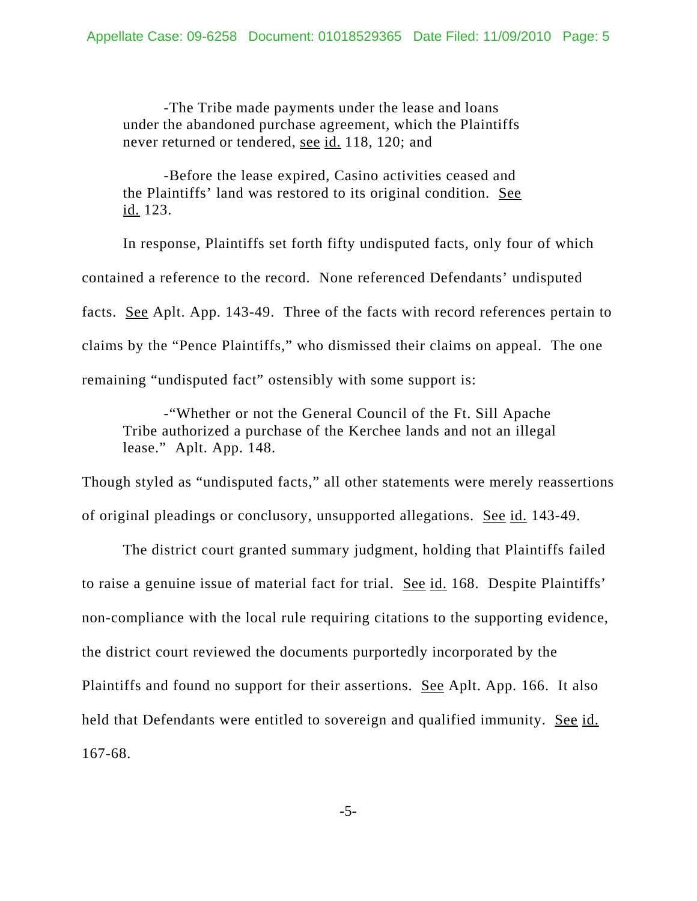-The Tribe made payments under the lease and loans under the abandoned purchase agreement, which the Plaintiffs never returned or tendered, see id. 118, 120; and

-Before the lease expired, Casino activities ceased and the Plaintiffs' land was restored to its original condition. See id. 123.

In response, Plaintiffs set forth fifty undisputed facts, only four of which contained a reference to the record. None referenced Defendants' undisputed facts. See Aplt. App. 143-49. Three of the facts with record references pertain to claims by the "Pence Plaintiffs," who dismissed their claims on appeal. The one remaining "undisputed fact" ostensibly with some support is:

-"Whether or not the General Council of the Ft. Sill Apache Tribe authorized a purchase of the Kerchee lands and not an illegal lease." Aplt. App. 148.

Though styled as "undisputed facts," all other statements were merely reassertions of original pleadings or conclusory, unsupported allegations. See id. 143-49.

The district court granted summary judgment, holding that Plaintiffs failed to raise a genuine issue of material fact for trial. See id. 168. Despite Plaintiffs' non-compliance with the local rule requiring citations to the supporting evidence, the district court reviewed the documents purportedly incorporated by the Plaintiffs and found no support for their assertions. See Aplt. App. 166. It also held that Defendants were entitled to sovereign and qualified immunity. See id. 167-68.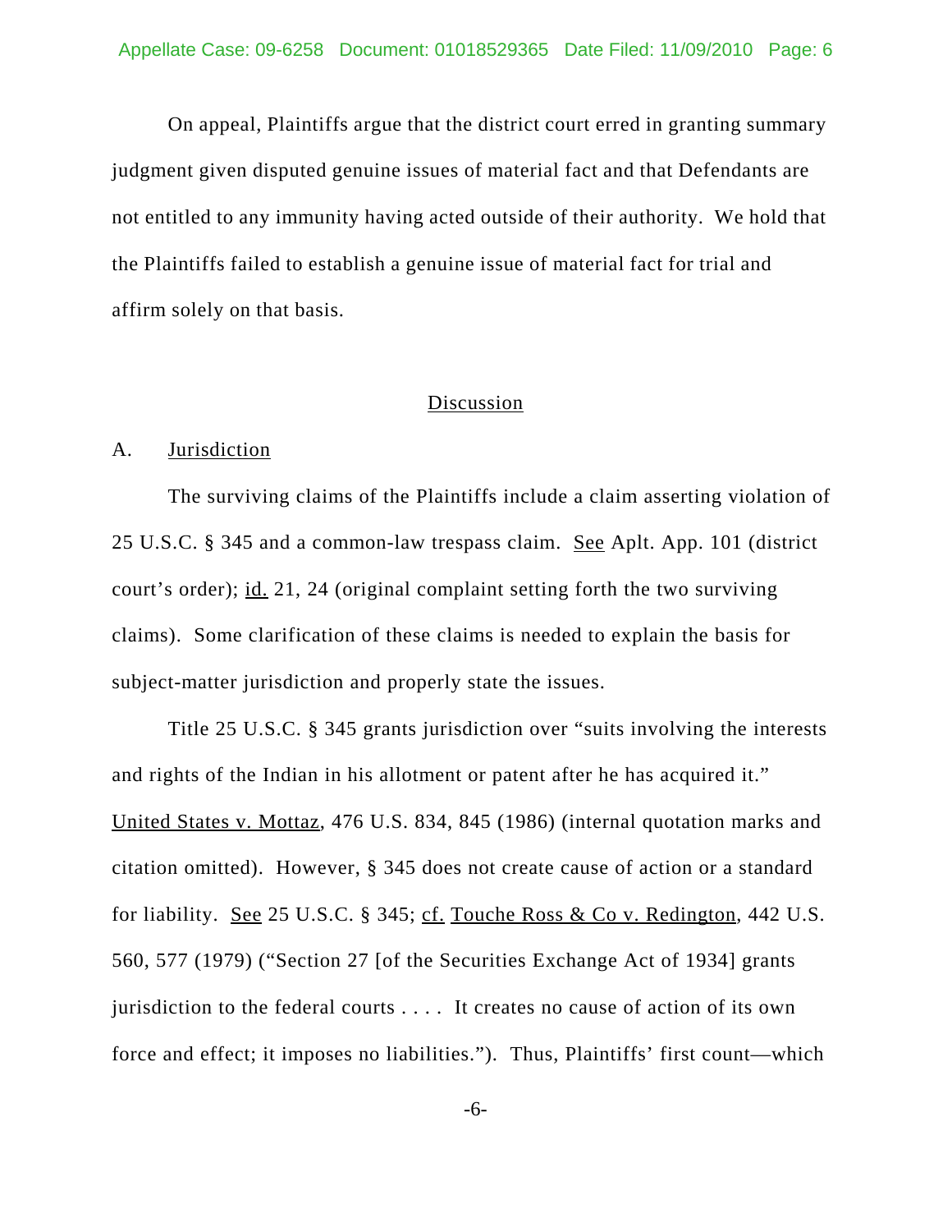On appeal, Plaintiffs argue that the district court erred in granting summary judgment given disputed genuine issues of material fact and that Defendants are not entitled to any immunity having acted outside of their authority. We hold that the Plaintiffs failed to establish a genuine issue of material fact for trial and affirm solely on that basis.

## Discussion

### A. Jurisdiction

The surviving claims of the Plaintiffs include a claim asserting violation of 25 U.S.C. § 345 and a common-law trespass claim. See Aplt. App. 101 (district court's order); id. 21, 24 (original complaint setting forth the two surviving claims). Some clarification of these claims is needed to explain the basis for subject-matter jurisdiction and properly state the issues.

Title 25 U.S.C. § 345 grants jurisdiction over "suits involving the interests and rights of the Indian in his allotment or patent after he has acquired it." United States v. Mottaz, 476 U.S. 834, 845 (1986) (internal quotation marks and citation omitted). However, § 345 does not create cause of action or a standard for liability. See 25 U.S.C. § 345; cf. Touche Ross & Co v. Redington, 442 U.S. 560, 577 (1979) ("Section 27 [of the Securities Exchange Act of 1934] grants jurisdiction to the federal courts . . . . It creates no cause of action of its own force and effect; it imposes no liabilities."). Thus, Plaintiffs' first count—which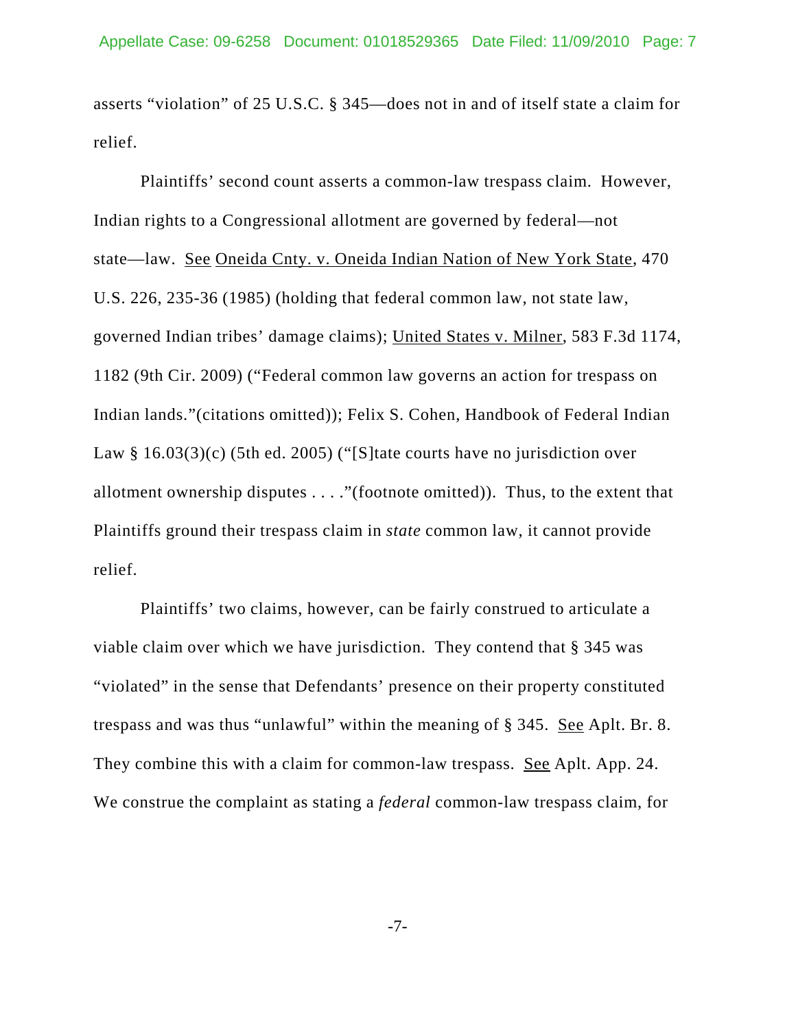asserts "violation" of 25 U.S.C. § 345—does not in and of itself state a claim for relief.

Plaintiffs' second count asserts a common-law trespass claim. However, Indian rights to a Congressional allotment are governed by federal—not state—law. See Oneida Cnty. v. Oneida Indian Nation of New York State, 470 U.S. 226, 235-36 (1985) (holding that federal common law, not state law, governed Indian tribes' damage claims); United States v. Milner, 583 F.3d 1174, 1182 (9th Cir. 2009) ("Federal common law governs an action for trespass on Indian lands."(citations omitted)); Felix S. Cohen, Handbook of Federal Indian Law § 16.03(3)(c) (5th ed. 2005) ("[S]tate courts have no jurisdiction over allotment ownership disputes . . . ."(footnote omitted)). Thus, to the extent that Plaintiffs ground their trespass claim in *state* common law, it cannot provide relief.

Plaintiffs' two claims, however, can be fairly construed to articulate a viable claim over which we have jurisdiction. They contend that § 345 was "violated" in the sense that Defendants' presence on their property constituted trespass and was thus "unlawful" within the meaning of § 345. See Aplt. Br. 8. They combine this with a claim for common-law trespass. See Aplt. App. 24. We construe the complaint as stating a *federal* common-law trespass claim, for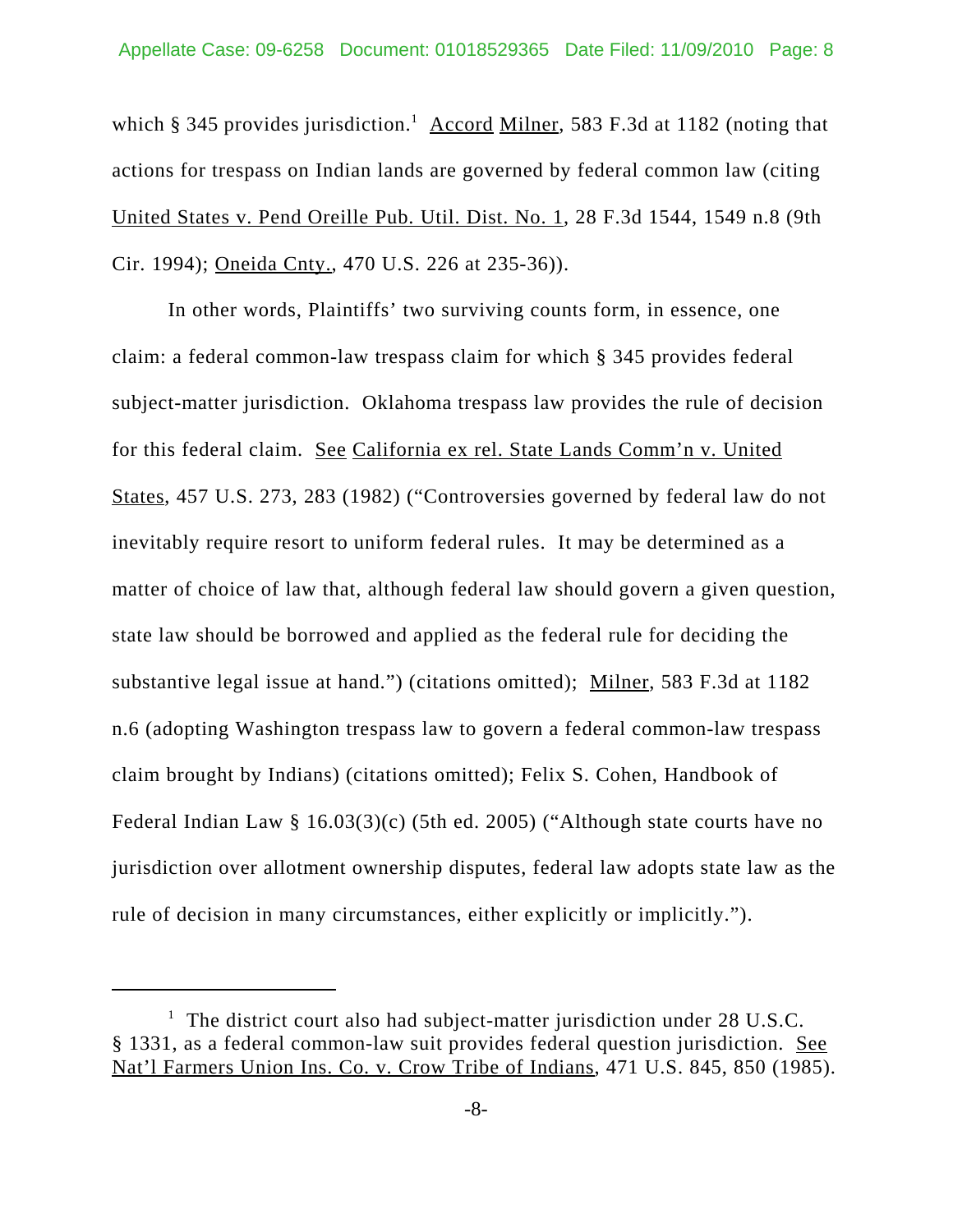which § 345 provides jurisdiction.[1] Accord Milner, 583 F.3d at 1182 (noting that actions for trespass on Indian lands are governed by federal common law (citing United States v. Pend Oreille Pub. Util. Dist. No. 1, 28 F.3d 1544, 1549 n.8 (9th Cir. 1994); Oneida Cnty., 470 U.S. 226 at 235-36)).

In other words, Plaintiffs' two surviving counts form, in essence, one claim: a federal common-law trespass claim for which § 345 provides federal subject-matter jurisdiction. Oklahoma trespass law provides the rule of decision for this federal claim. See California ex rel. State Lands Comm'n v. United States, 457 U.S. 273, 283 (1982) ("Controversies governed by federal law do not inevitably require resort to uniform federal rules. It may be determined as a matter of choice of law that, although federal law should govern a given question, state law should be borrowed and applied as the federal rule for deciding the substantive legal issue at hand.") (citations omitted); Milner, 583 F.3d at 1182 n.6 (adopting Washington trespass law to govern a federal common-law trespass claim brought by Indians) (citations omitted); Felix S. Cohen, Handbook of Federal Indian Law § 16.03(3)(c) (5th ed. 2005) ("Although state courts have no jurisdiction over allotment ownership disputes, federal law adopts state law as the rule of decision in many circumstances, either explicitly or implicitly.").

---

[1] The district court also had subject-matter jurisdiction under 28 U.S.C. § 1331, as a federal common-law suit provides federal question jurisdiction. See Nat'l Farmers Union Ins. Co. v. Crow Tribe of Indians, 471 U.S. 845, 850 (1985).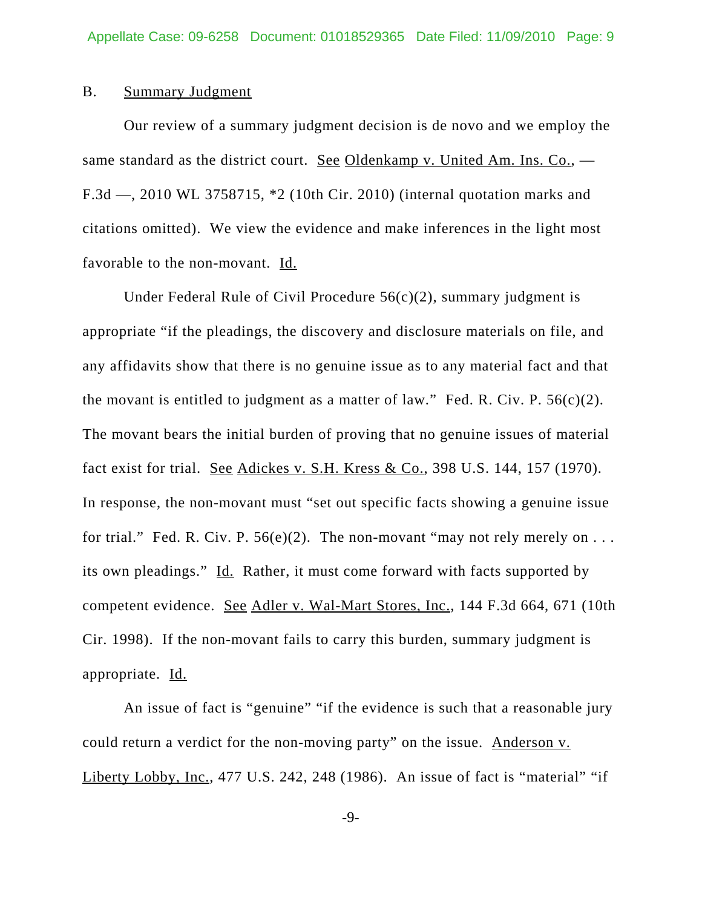### B. Summary Judgment

Our review of a summary judgment decision is de novo and we employ the same standard as the district court. See Oldenkamp v. United Am. Ins. Co., — F.3d —, 2010 WL 3758715, *2 (10th Cir. 2010) (internal quotation marks and citations omitted). We view the evidence and make inferences in the light most favorable to the non-movant. Id.

Under Federal Rule of Civil Procedure 56(c)(2), summary judgment is appropriate "if the pleadings, the discovery and disclosure materials on file, and any affidavits show that there is no genuine issue as to any material fact and that the movant is entitled to judgment as a matter of law." Fed. R. Civ. P. 56(c)(2). The movant bears the initial burden of proving that no genuine issues of material fact exist for trial. See Adickes v. S.H. Kress & Co., 398 U.S. 144, 157 (1970). In response, the non-movant must "set out specific facts showing a genuine issue for trial." Fed. R. Civ. P. 56(e)(2). The non-movant "may not rely merely on . . . its own pleadings." Id. Rather, it must come forward with facts supported by competent evidence. See Adler v. Wal-Mart Stores, Inc., 144 F.3d 664, 671 (10th Cir. 1998). If the non-movant fails to carry this burden, summary judgment is appropriate. Id.

An issue of fact is "genuine" "if the evidence is such that a reasonable jury could return a verdict for the non-moving party" on the issue. Anderson v. Liberty Lobby, Inc., 477 U.S. 242, 248 (1986). An issue of fact is "material" "if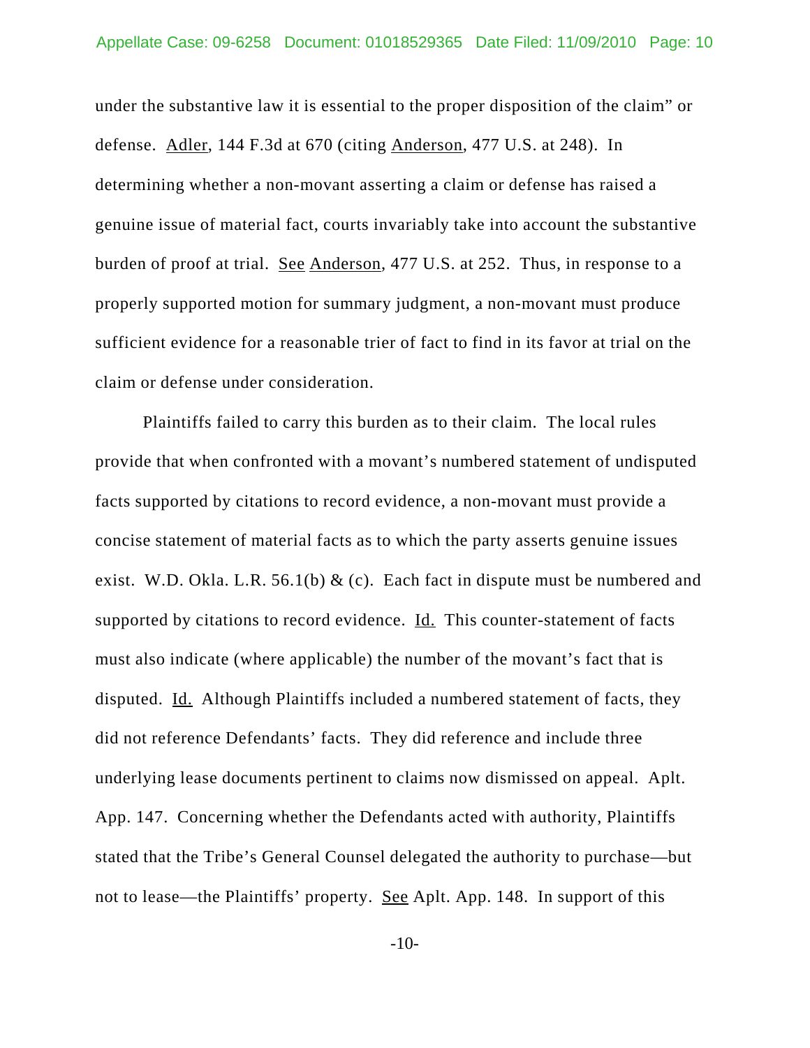under the substantive law it is essential to the proper disposition of the claim" or defense. Adler, 144 F.3d at 670 (citing Anderson, 477 U.S. at 248). In determining whether a non-movant asserting a claim or defense has raised a genuine issue of material fact, courts invariably take into account the substantive burden of proof at trial. See Anderson, 477 U.S. at 252. Thus, in response to a properly supported motion for summary judgment, a non-movant must produce sufficient evidence for a reasonable trier of fact to find in its favor at trial on the claim or defense under consideration.

Plaintiffs failed to carry this burden as to their claim. The local rules provide that when confronted with a movant's numbered statement of undisputed facts supported by citations to record evidence, a non-movant must provide a concise statement of material facts as to which the party asserts genuine issues exist. W.D. Okla. L.R. 56.1(b) & (c). Each fact in dispute must be numbered and supported by citations to record evidence. Id. This counter-statement of facts must also indicate (where applicable) the number of the movant's fact that is disputed. Id. Although Plaintiffs included a numbered statement of facts, they did not reference Defendants' facts. They did reference and include three underlying lease documents pertinent to claims now dismissed on appeal. Aplt. App. 147. Concerning whether the Defendants acted with authority, Plaintiffs stated that the Tribe's General Counsel delegated the authority to purchase—but not to lease—the Plaintiffs' property. See Aplt. App. 148. In support of this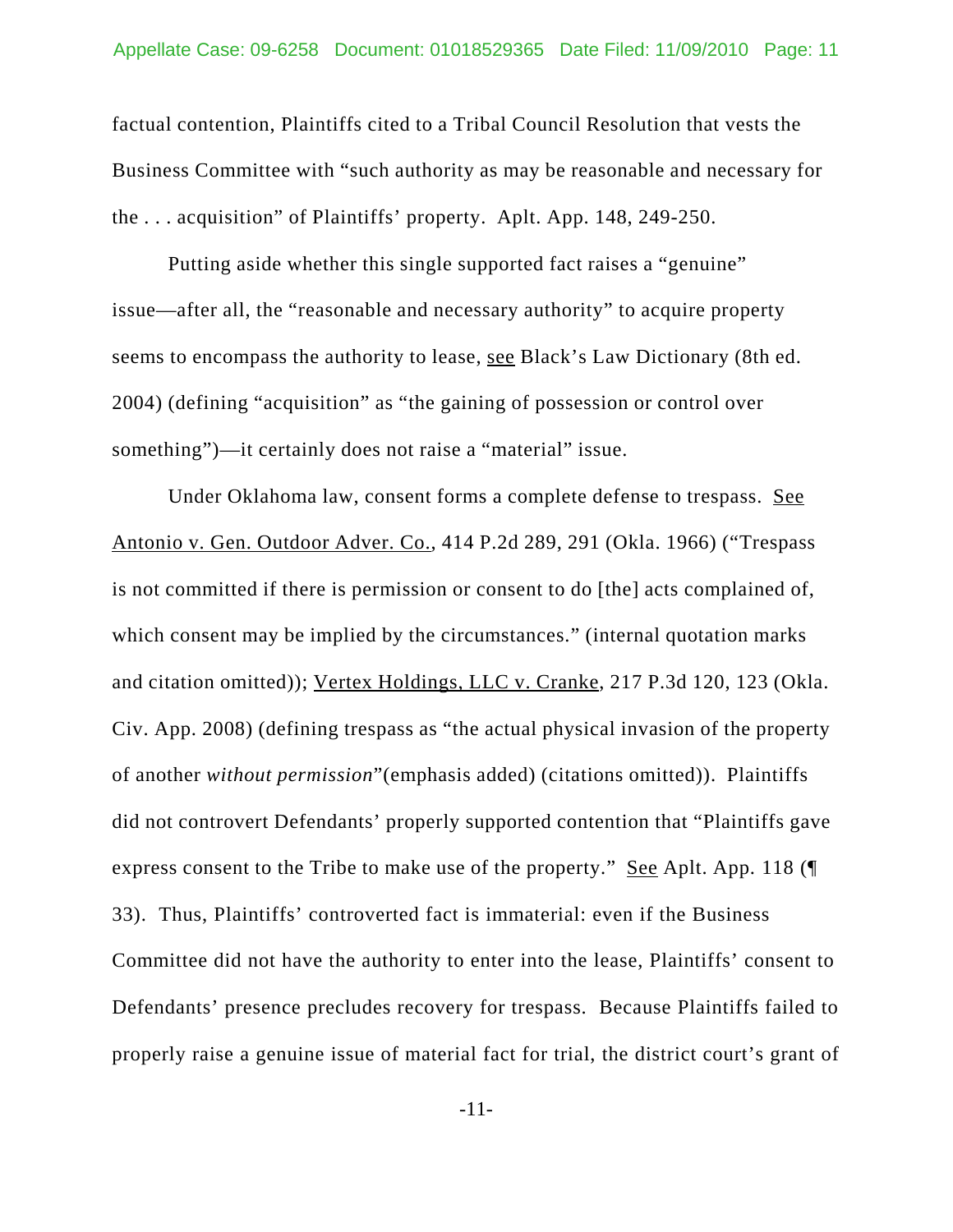factual contention, Plaintiffs cited to a Tribal Council Resolution that vests the Business Committee with "such authority as may be reasonable and necessary for the . . . acquisition" of Plaintiffs' property. Aplt. App. 148, 249-250.

Putting aside whether this single supported fact raises a "genuine" issue—after all, the "reasonable and necessary authority" to acquire property seems to encompass the authority to lease, see Black's Law Dictionary (8th ed. 2004) (defining "acquisition" as "the gaining of possession or control over something")—it certainly does not raise a "material" issue.

Under Oklahoma law, consent forms a complete defense to trespass. See Antonio v. Gen. Outdoor Adver. Co., 414 P.2d 289, 291 (Okla. 1966) ("Trespass is not committed if there is permission or consent to do [the] acts complained of, which consent may be implied by the circumstances." (internal quotation marks and citation omitted)); Vertex Holdings, LLC v. Cranke, 217 P.3d 120, 123 (Okla. Civ. App. 2008) (defining trespass as "the actual physical invasion of the property of another *without permission*"(emphasis added) (citations omitted)). Plaintiffs did not controvert Defendants' properly supported contention that "Plaintiffs gave express consent to the Tribe to make use of the property." See Aplt. App. 118 (¶ 33). Thus, Plaintiffs' controverted fact is immaterial: even if the Business Committee did not have the authority to enter into the lease, Plaintiffs' consent to Defendants' presence precludes recovery for trespass. Because Plaintiffs failed to properly raise a genuine issue of material fact for trial, the district court's grant of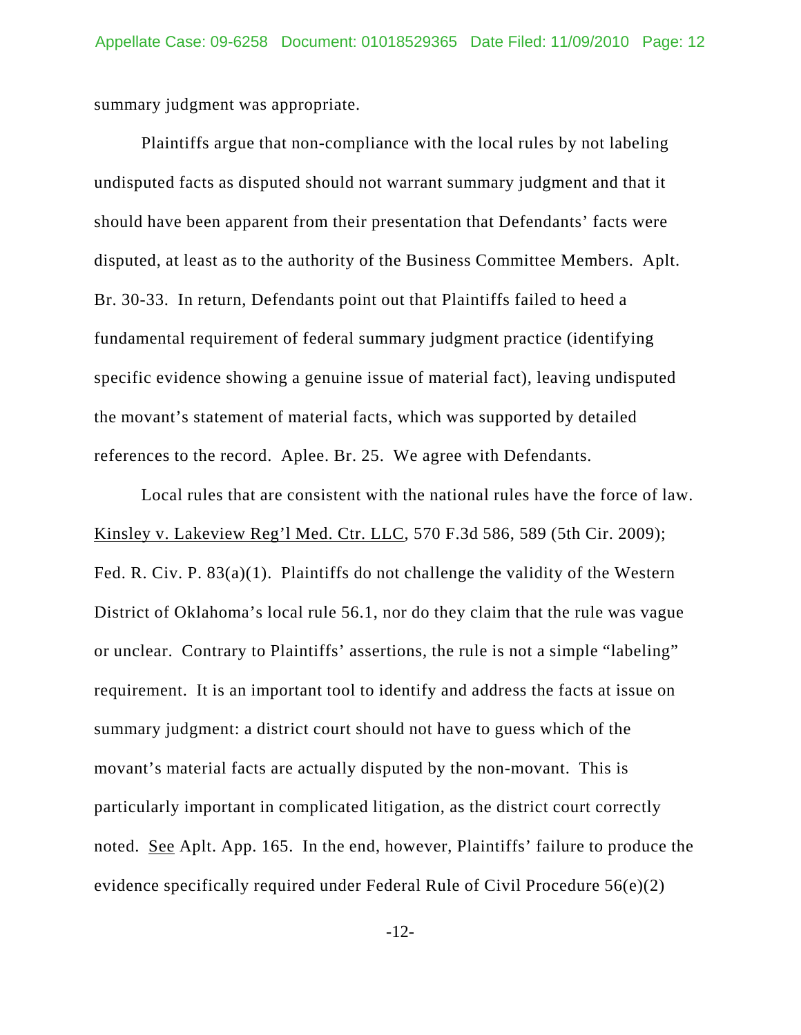summary judgment was appropriate.

Plaintiffs argue that non-compliance with the local rules by not labeling undisputed facts as disputed should not warrant summary judgment and that it should have been apparent from their presentation that Defendants' facts were disputed, at least as to the authority of the Business Committee Members. Aplt. Br. 30-33. In return, Defendants point out that Plaintiffs failed to heed a fundamental requirement of federal summary judgment practice (identifying specific evidence showing a genuine issue of material fact), leaving undisputed the movant's statement of material facts, which was supported by detailed references to the record. Aplee. Br. 25. We agree with Defendants.

Local rules that are consistent with the national rules have the force of law. Kinsley v. Lakeview Reg'l Med. Ctr. LLC, 570 F.3d 586, 589 (5th Cir. 2009); Fed. R. Civ. P. 83(a)(1). Plaintiffs do not challenge the validity of the Western District of Oklahoma's local rule 56.1, nor do they claim that the rule was vague or unclear. Contrary to Plaintiffs' assertions, the rule is not a simple "labeling" requirement. It is an important tool to identify and address the facts at issue on summary judgment: a district court should not have to guess which of the movant's material facts are actually disputed by the non-movant. This is particularly important in complicated litigation, as the district court correctly noted. See Aplt. App. 165. In the end, however, Plaintiffs' failure to produce the evidence specifically required under Federal Rule of Civil Procedure 56(e)(2)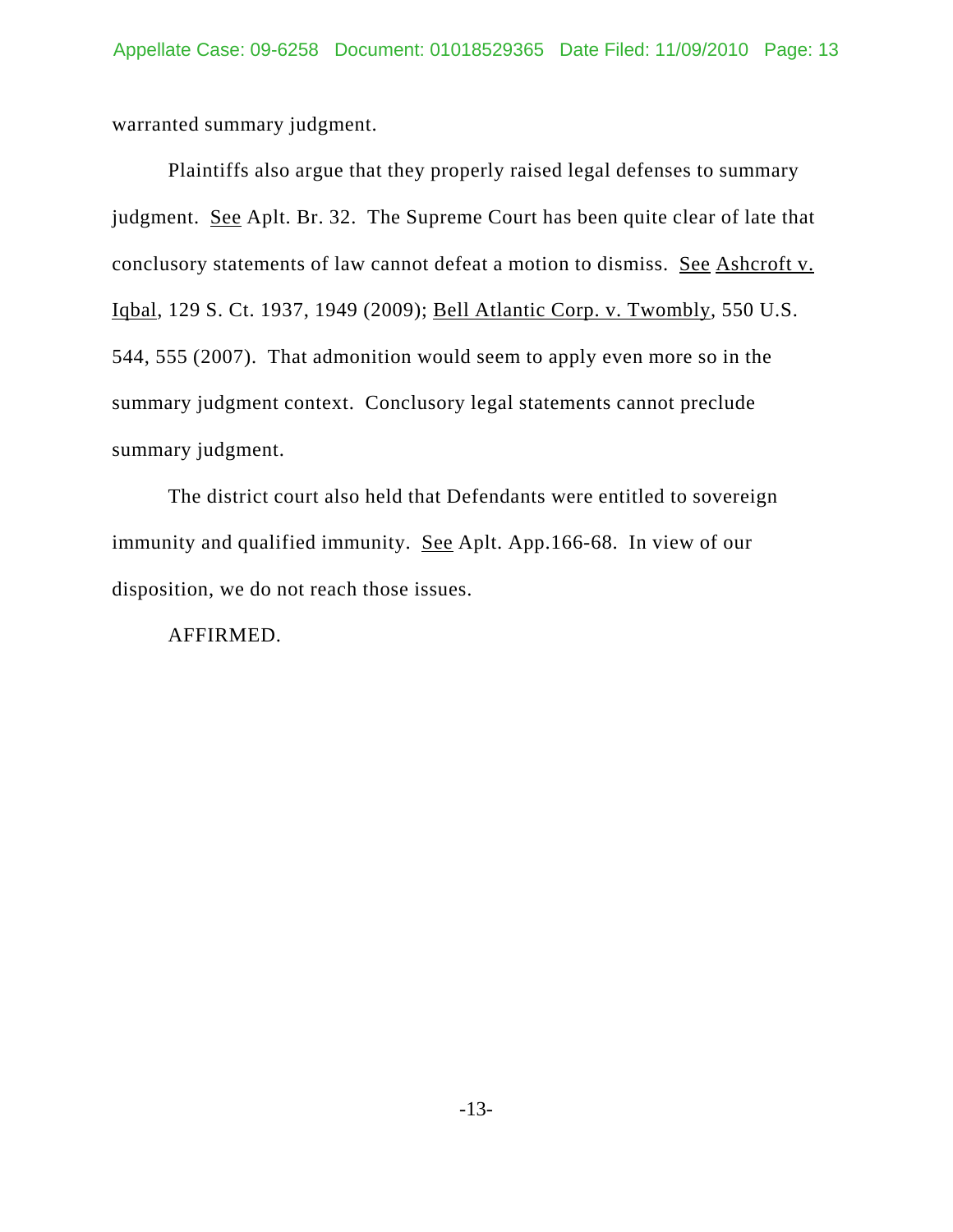warranted summary judgment.

Plaintiffs also argue that they properly raised legal defenses to summary judgment. See Aplt. Br. 32. The Supreme Court has been quite clear of late that conclusory statements of law cannot defeat a motion to dismiss. See Ashcroft v. Iqbal, 129 S. Ct. 1937, 1949 (2009); Bell Atlantic Corp. v. Twombly, 550 U.S. 544, 555 (2007). That admonition would seem to apply even more so in the summary judgment context. Conclusory legal statements cannot preclude summary judgment.

The district court also held that Defendants were entitled to sovereign immunity and qualified immunity. See Aplt. App.166-68. In view of our disposition, we do not reach those issues.

AFFIRMED.